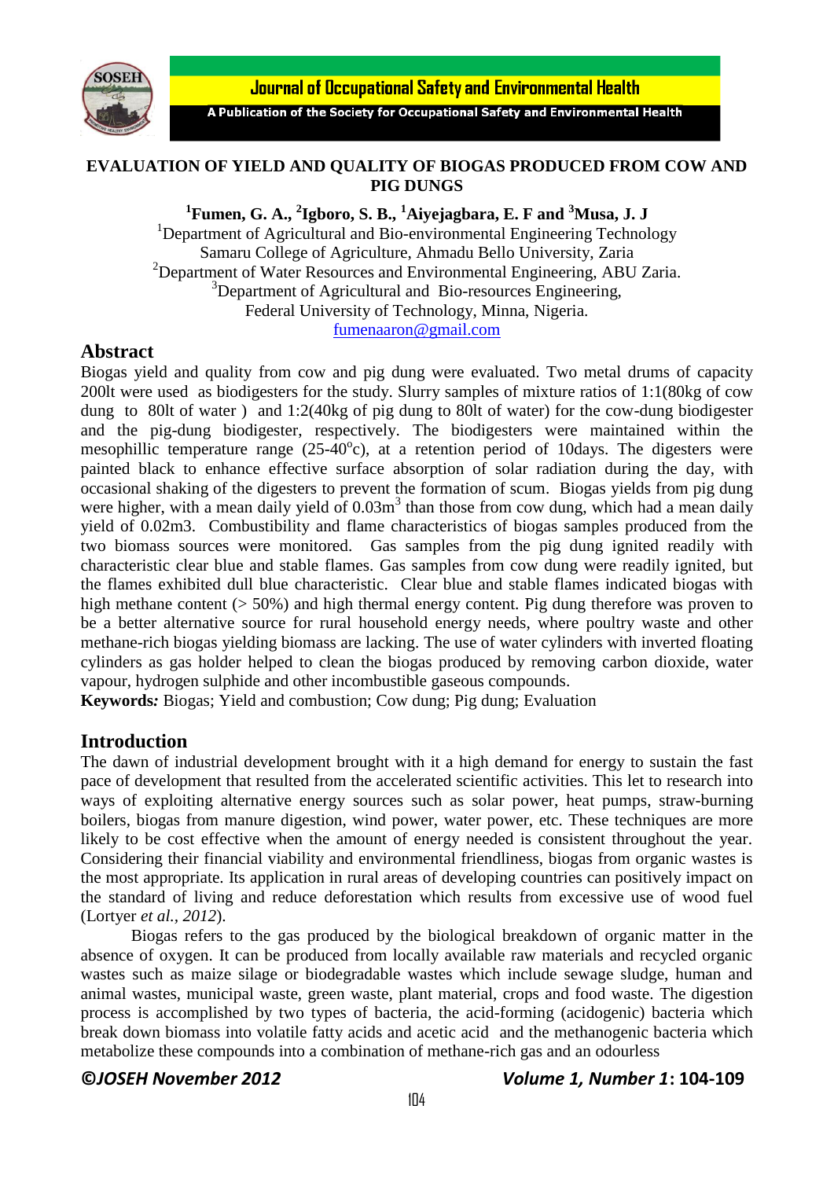# EVALUATION OF YIELD AND QUALITY OF BIOGAS PRODUCED FROM COW AND PIG DUNGS

**[1]Fumen, G. A., [2]Igboro, S. B., [1]Aiyejagbara, E. F and [3]Musa, J. J**

[1]Department of Agricultural and Bio-environmental Engineering Technology
Samaru College of Agriculture, Ahmadu Bello University, Zaria
[2]Department of Water Resources and Environmental Engineering, ABU Zaria.
[3]Department of Agricultural and Bio-resources Engineering,
Federal University of Technology, Minna, Nigeria.
fumenaaron@gmail.com

## Abstract

Biogas yield and quality from cow and pig dung were evaluated. Two metal drums of capacity 200lt were used as biodigesters for the study. Slurry samples of mixture ratios of 1:1(80kg of cow dung to 80lt of water ) and 1:2(40kg of pig dung to 80lt of water) for the cow-dung biodigester and the pig-dung biodigester, respectively. The biodigesters were maintained within the mesophillic temperature range (25-40$^{o}$c), at a retention period of 10days. The digesters were painted black to enhance effective surface absorption of solar radiation during the day, with occasional shaking of the digesters to prevent the formation of scum. Biogas yields from pig dung were higher, with a mean daily yield of 0.03m$^3$ than those from cow dung, which had a mean daily yield of 0.02m3. Combustibility and flame characteristics of biogas samples produced from the two biomass sources were monitored. Gas samples from the pig dung ignited readily with characteristic clear blue and stable flames. Gas samples from cow dung were readily ignited, but the flames exhibited dull blue characteristic. Clear blue and stable flames indicated biogas with high methane content (> 50%) and high thermal energy content. Pig dung therefore was proven to be a better alternative source for rural household energy needs, where poultry waste and other methane-rich biogas yielding biomass are lacking. The use of water cylinders with inverted floating cylinders as gas holder helped to clean the biogas produced by removing carbon dioxide, water vapour, hydrogen sulphide and other incombustible gaseous compounds.

***Keywords:*** Biogas; Yield and combustion; Cow dung; Pig dung; Evaluation

## Introduction

The dawn of industrial development brought with it a high demand for energy to sustain the fast pace of development that resulted from the accelerated scientific activities. This let to research into ways of exploiting alternative energy sources such as solar power, heat pumps, straw-burning boilers, biogas from manure digestion, wind power, water power, etc. These techniques are more likely to be cost effective when the amount of energy needed is consistent throughout the year. Considering their financial viability and environmental friendliness, biogas from organic wastes is the most appropriate. Its application in rural areas of developing countries can positively impact on the standard of living and reduce deforestation which results from excessive use of wood fuel (Lortyer *et al., 2012*).

Biogas refers to the gas produced by the biological breakdown of organic matter in the absence of oxygen. It can be produced from locally available raw materials and recycled organic wastes such as maize silage or biodegradable wastes which include sewage sludge, human and animal wastes, municipal waste, green waste, plant material, crops and food waste. The digestion process is accomplished by two types of bacteria, the acid-forming (acidogenic) bacteria which break down biomass into volatile fatty acids and acetic acid and the methanogenic bacteria which metabolize these compounds into a combination of methane-rich gas and an odourless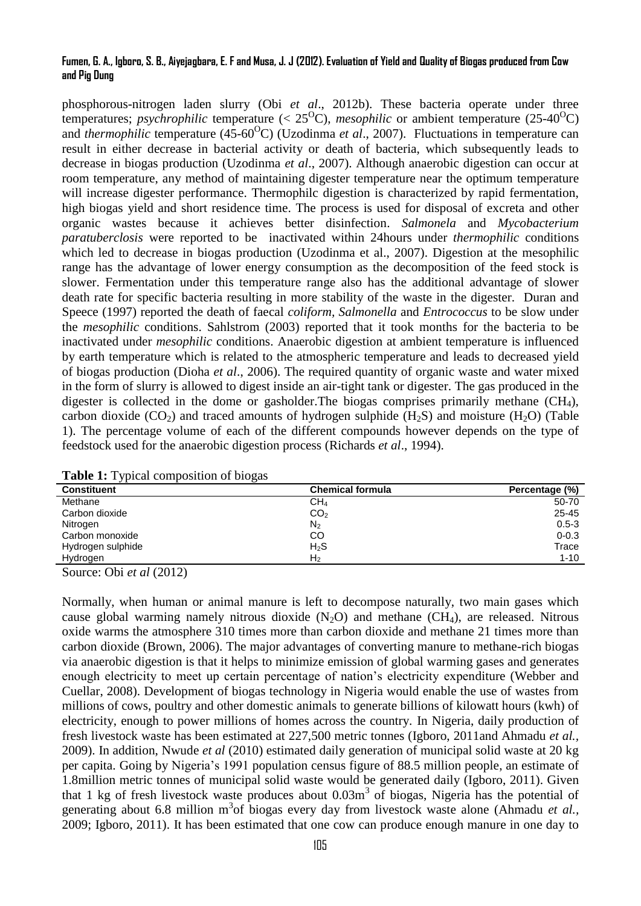phosphorous-nitrogen laden slurry (Obi *et al*., 2012b). These bacteria operate under three temperatures; *psychrophilic* temperature (< $25^{O}C$), *mesophilic* or ambient temperature ($25$-$40^{O}C$) and *thermophilic* temperature ($45$-$60^{O}C$) (Uzodinma *et al*., 2007). Fluctuations in temperature can result in either decrease in bacterial activity or death of bacteria, which subsequently leads to decrease in biogas production (Uzodinma *et al*., 2007). Although anaerobic digestion can occur at room temperature, any method of maintaining digester temperature near the optimum temperature will increase digester performance. Thermophilc digestion is characterized by rapid fermentation, high biogas yield and short residence time. The process is used for disposal of excreta and other organic wastes because it achieves better disinfection. *Salmonela* and *Mycobacterium paratuberclosis* were reported to be inactivated within 24hours under *thermophilic* conditions which led to decrease in biogas production (Uzodinma et al., 2007). Digestion at the mesophilic range has the advantage of lower energy consumption as the decomposition of the feed stock is slower. Fermentation under this temperature range also has the additional advantage of slower death rate for specific bacteria resulting in more stability of the waste in the digester. Duran and Speece (1997) reported the death of faecal *coliform, Salmonella* and *Entrococcus* to be slow under the *mesophilic* conditions. Sahlstrom (2003) reported that it took months for the bacteria to be inactivated under *mesophilic* conditions. Anaerobic digestion at ambient temperature is influenced by earth temperature which is related to the atmospheric temperature and leads to decreased yield of biogas production (Dioha *et al*., 2006). The required quantity of organic waste and water mixed in the form of slurry is allowed to digest inside an air-tight tank or digester. The gas produced in the digester is collected in the dome or gasholder.The biogas comprises primarily methane ($CH_4$), carbon dioxide ($CO_2$) and traced amounts of hydrogen sulphide ($H_2S$) and moisture ($H_2O$) (Table 1). The percentage volume of each of the different compounds however depends on the type of feedstock used for the anaerobic digestion process (Richards *et al*., 1994).

**Table 1:** Typical composition of biogas

| Constituent | Chemical formula | Percentage (%) |
|---|---|---|
| Methane | $CH_4$ | 50-70 |
| Carbon dioxide | $CO_2$ | 25-45 |
| Nitrogen | $N_2$ | 0.5-3 |
| Carbon monoxide | $CO$ | 0-0.3 |
| Hydrogen sulphide | $H_2S$ | Trace |
| Hydrogen | $H_2$ | 1-10 |

Source: Obi *et al* (2012)

Normally, when human or animal manure is left to decompose naturally, two main gases which cause global warming namely nitrous dioxide ($N_2O$) and methane ($CH_4$), are released. Nitrous oxide warms the atmosphere 310 times more than carbon dioxide and methane 21 times more than carbon dioxide (Brown, 2006). The major advantages of converting manure to methane-rich biogas via anaerobic digestion is that it helps to minimize emission of global warming gases and generates enough electricity to meet up certain percentage of nation's electricity expenditure (Webber and Cuellar, 2008). Development of biogas technology in Nigeria would enable the use of wastes from millions of cows, poultry and other domestic animals to generate billions of kilowatt hours (kwh) of electricity, enough to power millions of homes across the country. In Nigeria, daily production of fresh livestock waste has been estimated at 227,500 metric tonnes (Igboro, 2011and Ahmadu *et al.,* 2009). In addition, Nwude *et al* (2010) estimated daily generation of municipal solid waste at 20 kg per capita. Going by Nigeria's 1991 population census figure of 88.5 million people, an estimate of 1.8million metric tonnes of municipal solid waste would be generated daily (Igboro, 2011). Given that 1 kg of fresh livestock waste produces about $0.03m^3$ of biogas, Nigeria has the potential of generating about 6.8 million $m^3$of biogas every day from livestock waste alone (Ahmadu *et al.,* 2009; Igboro, 2011). It has been estimated that one cow can produce enough manure in one day to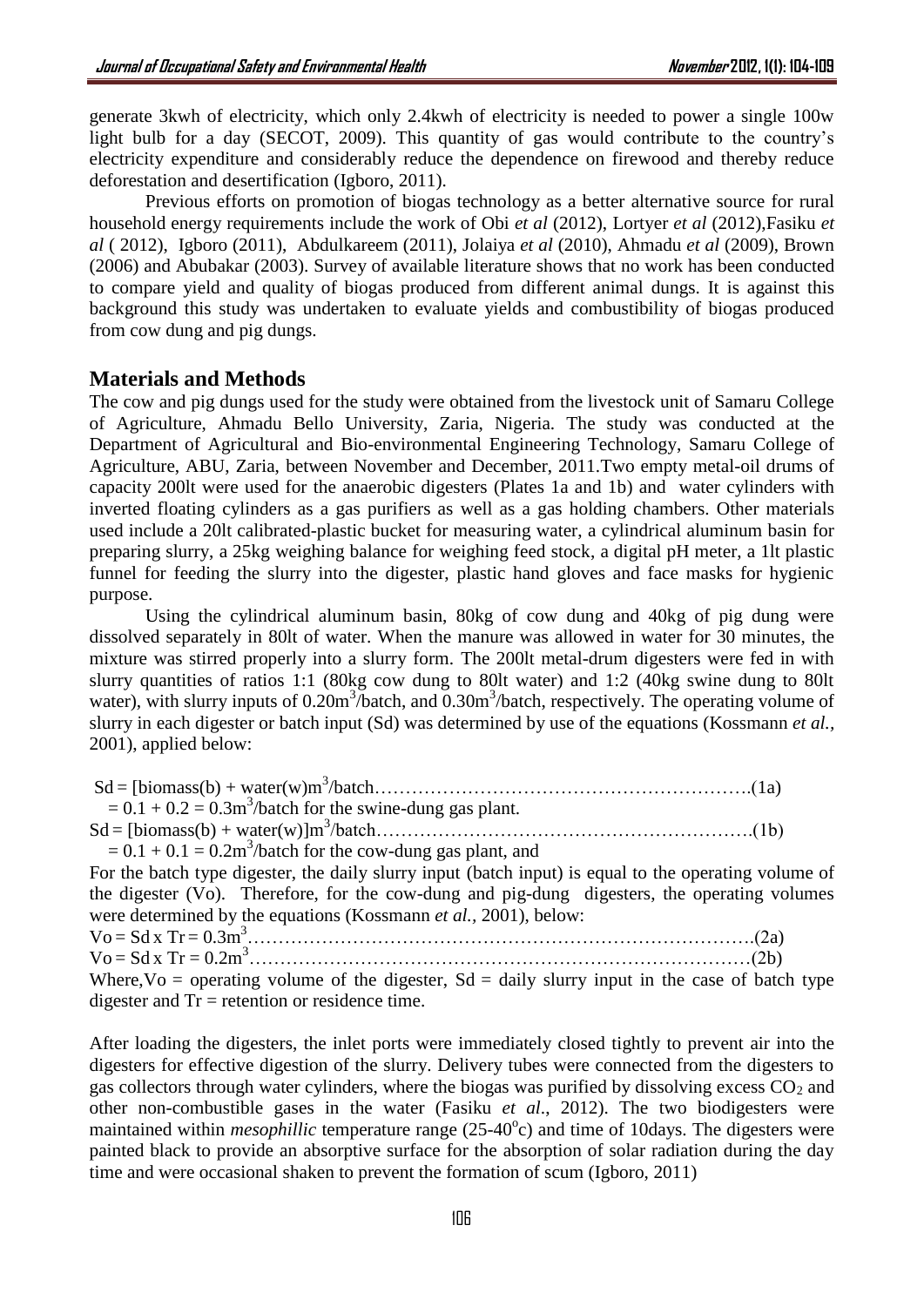generate 3kwh of electricity, which only 2.4kwh of electricity is needed to power a single 100w light bulb for a day (SECOT, 2009). This quantity of gas would contribute to the country's electricity expenditure and considerably reduce the dependence on firewood and thereby reduce deforestation and desertification (Igboro, 2011).

Previous efforts on promotion of biogas technology as a better alternative source for rural household energy requirements include the work of Obi *et al* (2012), Lortyer *et al* (2012),Fasiku *et al* ( 2012), Igboro (2011), Abdulkareem (2011), Jolaiya *et al* (2010), Ahmadu *et al* (2009), Brown (2006) and Abubakar (2003). Survey of available literature shows that no work has been conducted to compare yield and quality of biogas produced from different animal dungs. It is against this background this study was undertaken to evaluate yields and combustibility of biogas produced from cow dung and pig dungs.

## Materials and Methods

The cow and pig dungs used for the study were obtained from the livestock unit of Samaru College of Agriculture, Ahmadu Bello University, Zaria, Nigeria. The study was conducted at the Department of Agricultural and Bio-environmental Engineering Technology, Samaru College of Agriculture, ABU, Zaria, between November and December, 2011.Two empty metal-oil drums of capacity 200lt were used for the anaerobic digesters (Plates 1a and 1b) and water cylinders with inverted floating cylinders as a gas purifiers as well as a gas holding chambers. Other materials used include a 20lt calibrated-plastic bucket for measuring water, a cylindrical aluminum basin for preparing slurry, a 25kg weighing balance for weighing feed stock, a digital pH meter, a 1lt plastic funnel for feeding the slurry into the digester, plastic hand gloves and face masks for hygienic purpose.

Using the cylindrical aluminum basin, 80kg of cow dung and 40kg of pig dung were dissolved separately in 80lt of water. When the manure was allowed in water for 30 minutes, the mixture was stirred properly into a slurry form. The 200lt metal-drum digesters were fed in with slurry quantities of ratios 1:1 (80kg cow dung to 80lt water) and 1:2 (40kg swine dung to 80lt water), with slurry inputs of $0.20m^3$/batch, and $0.30m^3$/batch, respectively. The operating volume of slurry in each digester or batch input (Sd) was determined by use of the equations (Kossmann *et al.*, 2001), applied below:

$$Sd = [biomass(b) + water(w)m^3/batch \quad (1a)$$

$= 0.1 + 0.2 = 0.3m^3$/batch for the swine-dung gas plant.

$$Sd = [biomass(b) + water(w)]m^3/batch \quad (1b)$$

$= 0.1 + 0.1 = 0.2m^3$/batch for the cow-dung gas plant, and

For the batch type digester, the daily slurry input (batch input) is equal to the operating volume of the digester (Vo). Therefore, for the cow-dung and pig-dung digesters, the operating volumes were determined by the equations (Kossmann *et al.*, 2001), below:

$$Vo = Sd \times Tr = 0.3m^3 \quad (2a)$$

$$Vo = Sd \times Tr = 0.2m^3 \quad (2b)$$

Where,Vo = operating volume of the digester, Sd = daily slurry input in the case of batch type digester and Tr = retention or residence time.

After loading the digesters, the inlet ports were immediately closed tightly to prevent air into the digesters for effective digestion of the slurry. Delivery tubes were connected from the digesters to gas collectors through water cylinders, where the biogas was purified by dissolving excess $CO_2$ and other non-combustible gases in the water (Fasiku *et al.*, 2012). The two biodigesters were maintained within *mesophillic* temperature range (25-40$^o$c) and time of 10days. The digesters were painted black to provide an absorptive surface for the absorption of solar radiation during the day time and were occasional shaken to prevent the formation of scum (Igboro, 2011)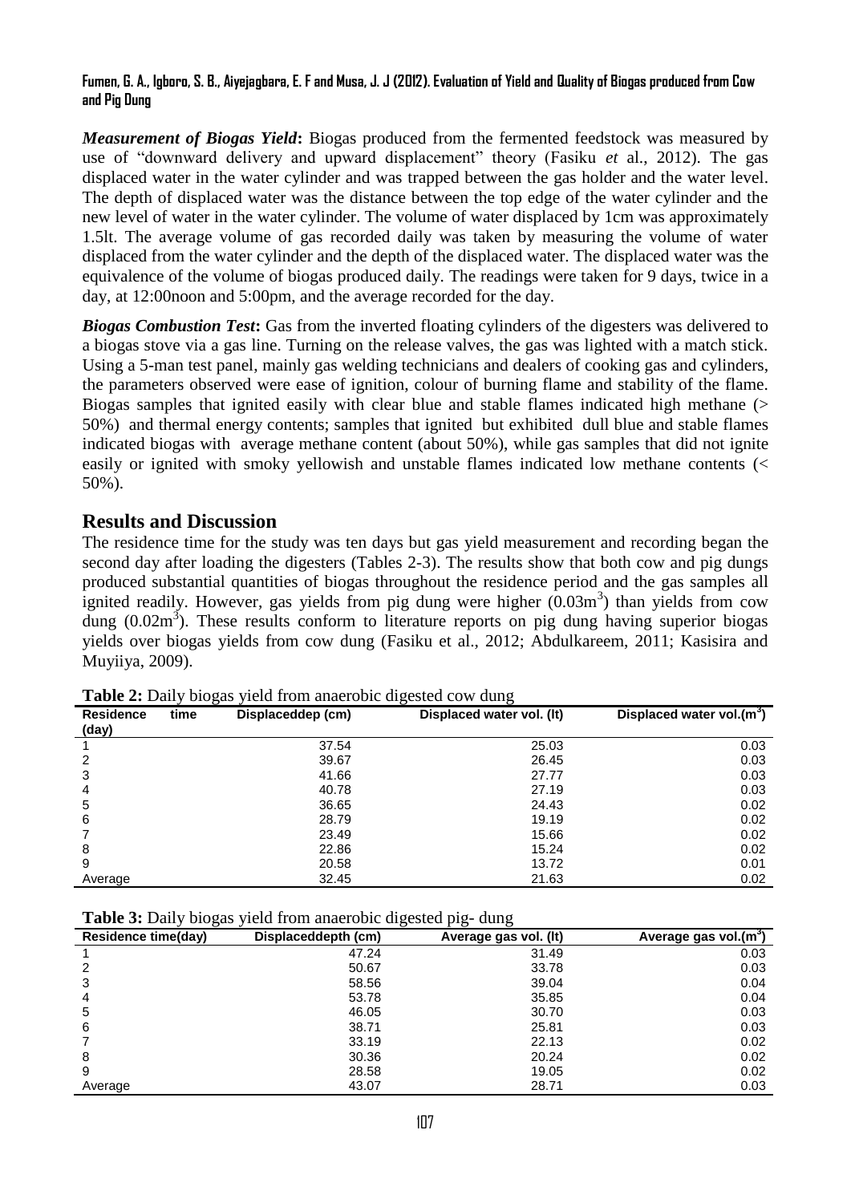***Measurement of Biogas Yield*:** Biogas produced from the fermented feedstock was measured by use of "downward delivery and upward displacement" theory (Fasiku *et* al., 2012). The gas displaced water in the water cylinder and was trapped between the gas holder and the water level. The depth of displaced water was the distance between the top edge of the water cylinder and the new level of water in the water cylinder. The volume of water displaced by 1cm was approximately 1.5lt. The average volume of gas recorded daily was taken by measuring the volume of water displaced from the water cylinder and the depth of the displaced water. The displaced water was the equivalence of the volume of biogas produced daily. The readings were taken for 9 days, twice in a day, at 12:00noon and 5:00pm, and the average recorded for the day.

***Biogas Combustion Test*:** Gas from the inverted floating cylinders of the digesters was delivered to a biogas stove via a gas line. Turning on the release valves, the gas was lighted with a match stick. Using a 5-man test panel, mainly gas welding technicians and dealers of cooking gas and cylinders, the parameters observed were ease of ignition, colour of burning flame and stability of the flame. Biogas samples that ignited easily with clear blue and stable flames indicated high methane (> 50%) and thermal energy contents; samples that ignited but exhibited dull blue and stable flames indicated biogas with average methane content (about 50%), while gas samples that did not ignite easily or ignited with smoky yellowish and unstable flames indicated low methane contents (< 50%).

## Results and Discussion

The residence time for the study was ten days but gas yield measurement and recording began the second day after loading the digesters (Tables 2-3). The results show that both cow and pig dungs produced substantial quantities of biogas throughout the residence period and the gas samples all ignited readily. However, gas yields from pig dung were higher ($0.03m^3$) than yields from cow dung ($0.02m^3$). These results conform to literature reports on pig dung having superior biogas yields over biogas yields from cow dung (Fasiku et al., 2012; Abdulkareem, 2011; Kasisira and Muyiiya, 2009).

**Table 2:** Daily biogas yield from anaerobic digested cow dung

| Residence time (day) | Displaceddep (cm) | Displaced water vol. (lt) | Displaced water vol.($m^3$) |
|---|---|---|---|
| 1 | 37.54 | 25.03 | 0.03 |
| 2 | 39.67 | 26.45 | 0.03 |
| 3 | 41.66 | 27.77 | 0.03 |
| 4 | 40.78 | 27.19 | 0.03 |
| 5 | 36.65 | 24.43 | 0.02 |
| 6 | 28.79 | 19.19 | 0.02 |
| 7 | 23.49 | 15.66 | 0.02 |
| 8 | 22.86 | 15.24 | 0.02 |
| 9 | 20.58 | 13.72 | 0.01 |
| Average | 32.45 | 21.63 | 0.02 |

**Table 3:** Daily biogas yield from anaerobic digested pig- dung

| Residence time(day) | Displaceddepth (cm) | Average gas vol. (lt) | Average gas vol.($m^3$) |
|---|---|---|---|
| 1 | 47.24 | 31.49 | 0.03 |
| 2 | 50.67 | 33.78 | 0.03 |
| 3 | 58.56 | 39.04 | 0.04 |
| 4 | 53.78 | 35.85 | 0.04 |
| 5 | 46.05 | 30.70 | 0.03 |
| 6 | 38.71 | 25.81 | 0.03 |
| 7 | 33.19 | 22.13 | 0.02 |
| 8 | 30.36 | 20.24 | 0.02 |
| 9 | 28.58 | 19.05 | 0.02 |
| Average | 43.07 | 28.71 | 0.03 |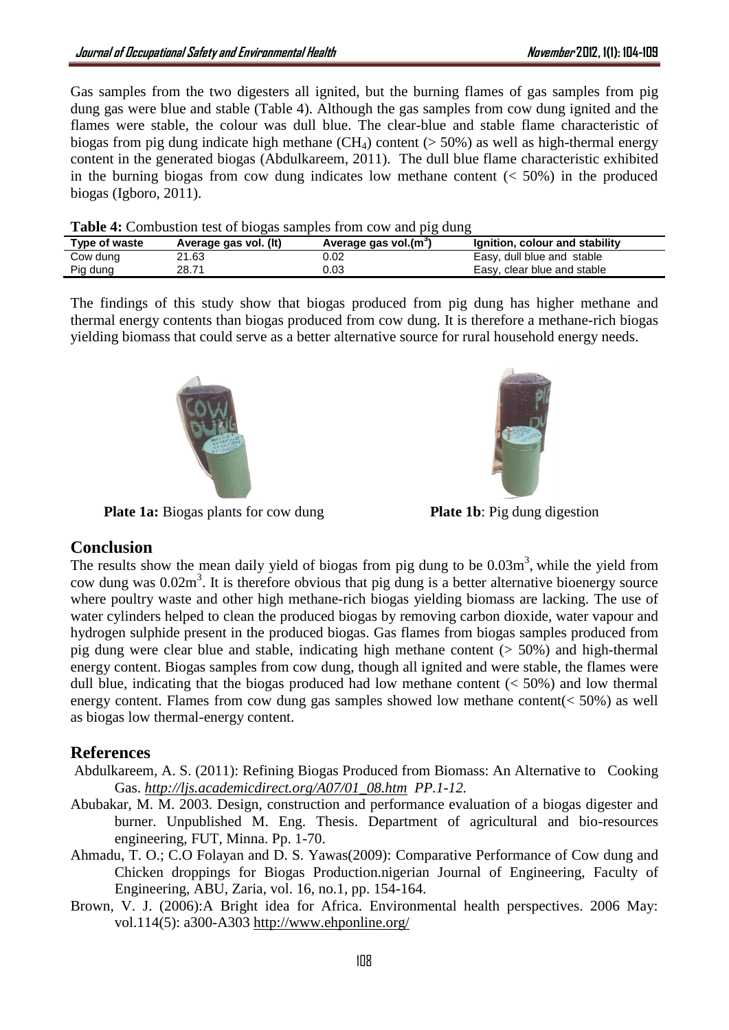Gas samples from the two digesters all ignited, but the burning flames of gas samples from pig dung gas were blue and stable (Table 4). Although the gas samples from cow dung ignited and the flames were stable, the colour was dull blue. The clear-blue and stable flame characteristic of biogas from pig dung indicate high methane ($CH_4$) content (> 50%) as well as high-thermal energy content in the generated biogas (Abdulkareem, 2011). The dull blue flame characteristic exhibited in the burning biogas from cow dung indicates low methane content (< 50%) in the produced biogas (Igboro, 2011).

**Table 4:** Combustion test of biogas samples from cow and pig dung

| Type of waste | Average gas vol. (lt) | Average gas vol.($m^3$) | Ignition, colour and stability |
|---|---|---|---|
| Cow dung | 21.63 | 0.02 | Easy, dull blue and stable |
| Pig dung | 28.71 | 0.03 | Easy, clear blue and stable |

The findings of this study show that biogas produced from pig dung has higher methane and thermal energy contents than biogas produced from cow dung. It is therefore a methane-rich biogas yielding biomass that could serve as a better alternative source for rural household energy needs.

**Plate 1a:** Biogas plants for cow dung

**Plate 1b**: Pig dung digestion

## Conclusion

The results show the mean daily yield of biogas from pig dung to be $0.03m^3$, while the yield from cow dung was $0.02m^3$. It is therefore obvious that pig dung is a better alternative bioenergy source where poultry waste and other high methane-rich biogas yielding biomass are lacking. The use of water cylinders helped to clean the produced biogas by removing carbon dioxide, water vapour and hydrogen sulphide present in the produced biogas. Gas flames from biogas samples produced from pig dung were clear blue and stable, indicating high methane content (> 50%) and high-thermal energy content. Biogas samples from cow dung, though all ignited and were stable, the flames were dull blue, indicating that the biogas produced had low methane content (< 50%) and low thermal energy content. Flames from cow dung gas samples showed low methane content(< 50%) as well as biogas low thermal-energy content.

## References

Abdulkareem, A. S. (2011): Refining Biogas Produced from Biomass: An Alternative to Cooking Gas. *http://ljs.academicdirect.org/A07/01_08.htm PP.1-12.*

Abubakar, M. M. 2003. Design, construction and performance evaluation of a biogas digester and burner. Unpublished M. Eng. Thesis. Department of agricultural and bio-resources engineering, FUT, Minna. Pp. 1-70.

Ahmadu, T. O.; C.O Folayan and D. S. Yawas(2009): Comparative Performance of Cow dung and Chicken droppings for Biogas Production.nigerian Journal of Engineering, Faculty of Engineering, ABU, Zaria, vol. 16, no.1, pp. 154-164.

Brown, V. J. (2006):A Bright idea for Africa. Environmental health perspectives. 2006 May: vol.114(5): a300-A303 http://www.ehponline.org/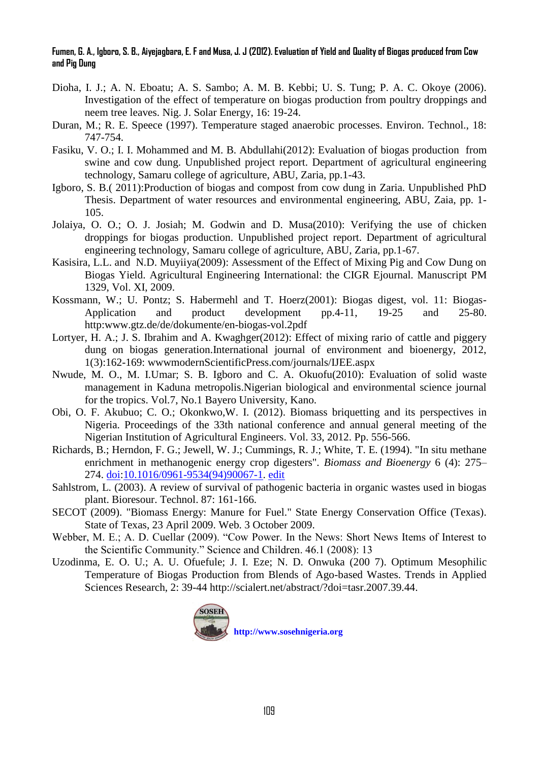Dioha, I. J.; A. N. Eboatu; A. S. Sambo; A. M. B. Kebbi; U. S. Tung; P. A. C. Okoye (2006). Investigation of the effect of temperature on biogas production from poultry droppings and neem tree leaves. Nig. J. Solar Energy, 16: 19-24.

Duran, M.; R. E. Speece (1997). Temperature staged anaerobic processes. Environ. Technol., 18: 747-754.

Fasiku, V. O.; I. I. Mohammed and M. B. Abdullahi(2012): Evaluation of biogas production from swine and cow dung. Unpublished project report. Department of agricultural engineering technology, Samaru college of agriculture, ABU, Zaria, pp.1-43.

Igboro, S. B.( 2011):Production of biogas and compost from cow dung in Zaria. Unpublished PhD Thesis. Department of water resources and environmental engineering, ABU, Zaia, pp. 1-105.

Jolaiya, O. O.; O. J. Josiah; M. Godwin and D. Musa(2010): Verifying the use of chicken droppings for biogas production. Unpublished project report. Department of agricultural engineering technology, Samaru college of agriculture, ABU, Zaria, pp.1-67.

Kasisira, L.L. and N.D. Muyiiya(2009): Assessment of the Effect of Mixing Pig and Cow Dung on Biogas Yield. Agricultural Engineering International: the CIGR Ejournal. Manuscript PM 1329, Vol. XI, 2009.

Kossmann, W.; U. Pontz; S. Habermehl and T. Hoerz(2001): Biogas digest, vol. 11: Biogas-Application and product development pp.4-11, 19-25 and 25-80. http:www.gtz.de/de/dokumente/en-biogas-vol.2pdf

Lortyer, H. A.; J. S. Ibrahim and A. Kwaghger(2012): Effect of mixing rario of cattle and piggery dung on biogas generation.International journal of environment and bioenergy, 2012, 1(3):162-169: wwwmodernScientificPress.com/journals/IJEE.aspx

Nwude, M. O., M. I.Umar; S. B. Igboro and C. A. Okuofu(2010): Evaluation of solid waste management in Kaduna metropolis.Nigerian biological and environmental science journal for the tropics. Vol.7, No.1 Bayero University, Kano.

Obi, O. F. Akubuo; C. O.; Okonkwo,W. I. (2012). Biomass briquetting and its perspectives in Nigeria. Proceedings of the 33th national conference and annual general meeting of the Nigerian Institution of Agricultural Engineers. Vol. 33, 2012. Pp. 556-566.

Richards, B.; Herndon, F. G.; Jewell, W. J.; Cummings, R. J.; White, T. E. (1994). "In situ methane enrichment in methanogenic energy crop digesters". *Biomass and Bioenergy* 6 (4): 275–274. doi:10.1016/0961-9534(94)90067-1. edit

Sahlstrom, L. (2003). A review of survival of pathogenic bacteria in organic wastes used in biogas plant. Bioresour. Technol. 87: 161-166.

SECOT (2009). "Biomass Energy: Manure for Fuel." State Energy Conservation Office (Texas). State of Texas, 23 April 2009. Web. 3 October 2009.

Webber, M. E.; A. D. Cuellar (2009). "Cow Power. In the News: Short News Items of Interest to the Scientific Community." Science and Children. 46.1 (2008): 13

Uzodinma, E. O. U.; A. U. Ofuefule; J. I. Eze; N. D. Onwuka (200 7). Optimum Mesophilic Temperature of Biogas Production from Blends of Ago-based Wastes. Trends in Applied Sciences Research, 2: 39-44 http://scialert.net/abstract/?doi=tasr.2007.39.44.

SOSEH http://www.sosehnigeria.org